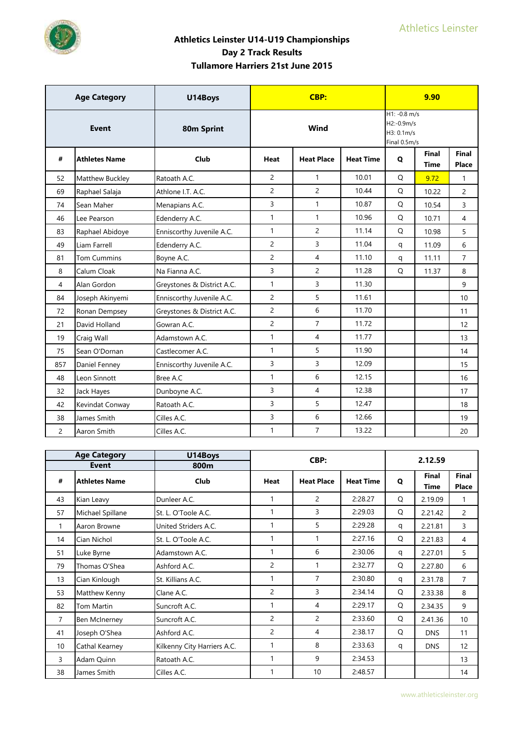# Athletics Leinster U14-U19 Championships
## Day 2 Track Results
## Tullamore Harriers 21st June 2015

| Age Category | | U14Boys | CBP: | | | 9.90 | | |
|---|---|---|---|---|---|---|---|---|
| Event | | 80m Sprint | Wind | | | H1: -0.8 m/s H2:-0.9m/s H3: 0.1m/s Final 0.5m/s | | |
| # | Athletes Name | Club | Heat | Heat Place | Heat Time | Q | Final Time | Final Place |
| 52 | Matthew Buckley | Ratoath A.C. | 2 | 1 | 10.01 | Q | 9.72 | 1 |
| 69 | Raphael Salaja | Athlone I.T. A.C. | 2 | 2 | 10.44 | Q | 10.22 | 2 |
| 74 | Sean Maher | Menapians A.C. | 3 | 1 | 10.87 | Q | 10.54 | 3 |
| 46 | Lee Pearson | Edenderry A.C. | 1 | 1 | 10.96 | Q | 10.71 | 4 |
| 83 | Raphael Abidoye | Enniscorthy Juvenile A.C. | 1 | 2 | 11.14 | Q | 10.98 | 5 |
| 49 | Liam Farrell | Edenderry A.C. | 2 | 3 | 11.04 | q | 11.09 | 6 |
| 81 | Tom Cummins | Boyne A.C. | 2 | 4 | 11.10 | q | 11.11 | 7 |
| 8 | Calum Cloak | Na Fianna A.C. | 3 | 2 | 11.28 | Q | 11.37 | 8 |
| 4 | Alan Gordon | Greystones & District A.C. | 1 | 3 | 11.30 | | | 9 |
| 84 | Joseph Akinyemi | Enniscorthy Juvenile A.C. | 2 | 5 | 11.61 | | | 10 |
| 72 | Ronan Dempsey | Greystones & District A.C. | 2 | 6 | 11.70 | | | 11 |
| 21 | David Holland | Gowran A.C. | 2 | 7 | 11.72 | | | 12 |
| 19 | Craig Wall | Adamstown A.C. | 1 | 4 | 11.77 | | | 13 |
| 75 | Sean O'Dornan | Castlecomer A.C. | 1 | 5 | 11.90 | | | 14 |
| 857 | Daniel Fenney | Enniscorthy Juvenile A.C. | 3 | 3 | 12.09 | | | 15 |
| 48 | Leon Sinnott | Bree A.C | 1 | 6 | 12.15 | | | 16 |
| 32 | Jack Hayes | Dunboyne A.C. | 3 | 4 | 12.38 | | | 17 |
| 42 | Kevindat Conway | Ratoath A.C. | 3 | 5 | 12.47 | | | 18 |
| 38 | James Smith | Cilles A.C. | 3 | 6 | 12.66 | | | 19 |
| 2 | Aaron Smith | Cilles A.C. | 1 | 7 | 13.22 | | | 20 |

| Age Category | | U14Boys | CBP: | | | 2.12.59 | | |
|---|---|---|---|---|---|---|---|---|
| Event | | 800m | | | | | | |
| # | Athletes Name | Club | Heat | Heat Place | Heat Time | Q | Final Time | Final Place |
| 43 | Kian Leavy | Dunleer A.C. | 1 | 2 | 2:28.27 | Q | 2.19.09 | 1 |
| 57 | Michael Spillane | St. L. O'Toole A.C. | 1 | 3 | 2:29.03 | Q | 2.21.42 | 2 |
| 1 | Aaron Browne | United Striders A.C. | 1 | 5 | 2:29.28 | q | 2.21.81 | 3 |
| 14 | Cian Nichol | St. L. O'Toole A.C. | 1 | 1 | 2:27.16 | Q | 2.21.83 | 4 |
| 51 | Luke Byrne | Adamstown A.C. | 1 | 6 | 2:30.06 | q | 2.27.01 | 5 |
| 79 | Thomas O'Shea | Ashford A.C. | 2 | 1 | 2:32.77 | Q | 2.27.80 | 6 |
| 13 | Cian Kinlough | St. Killians A.C. | 1 | 7 | 2:30.80 | q | 2.31.78 | 7 |
| 53 | Matthew Kenny | Clane A.C. | 2 | 3 | 2:34.14 | Q | 2.33.38 | 8 |
| 82 | Tom Martin | Suncroft A.C. | 1 | 4 | 2:29.17 | Q | 2.34.35 | 9 |
| 7 | Ben McInerney | Suncroft A.C. | 2 | 2 | 2:33.60 | Q | 2.41.36 | 10 |
| 41 | Joseph O'Shea | Ashford A.C. | 2 | 4 | 2:38.17 | Q | DNS | 11 |
| 10 | Cathal Kearney | Kilkenny City Harriers A.C. | 1 | 8 | 2:33.63 | q | DNS | 12 |
| 3 | Adam Quinn | Ratoath A.C. | 1 | 9 | 2:34.53 | | | 13 |
| 38 | James Smith | Cilles A.C. | 1 | 10 | 2:48.57 | | | 14 |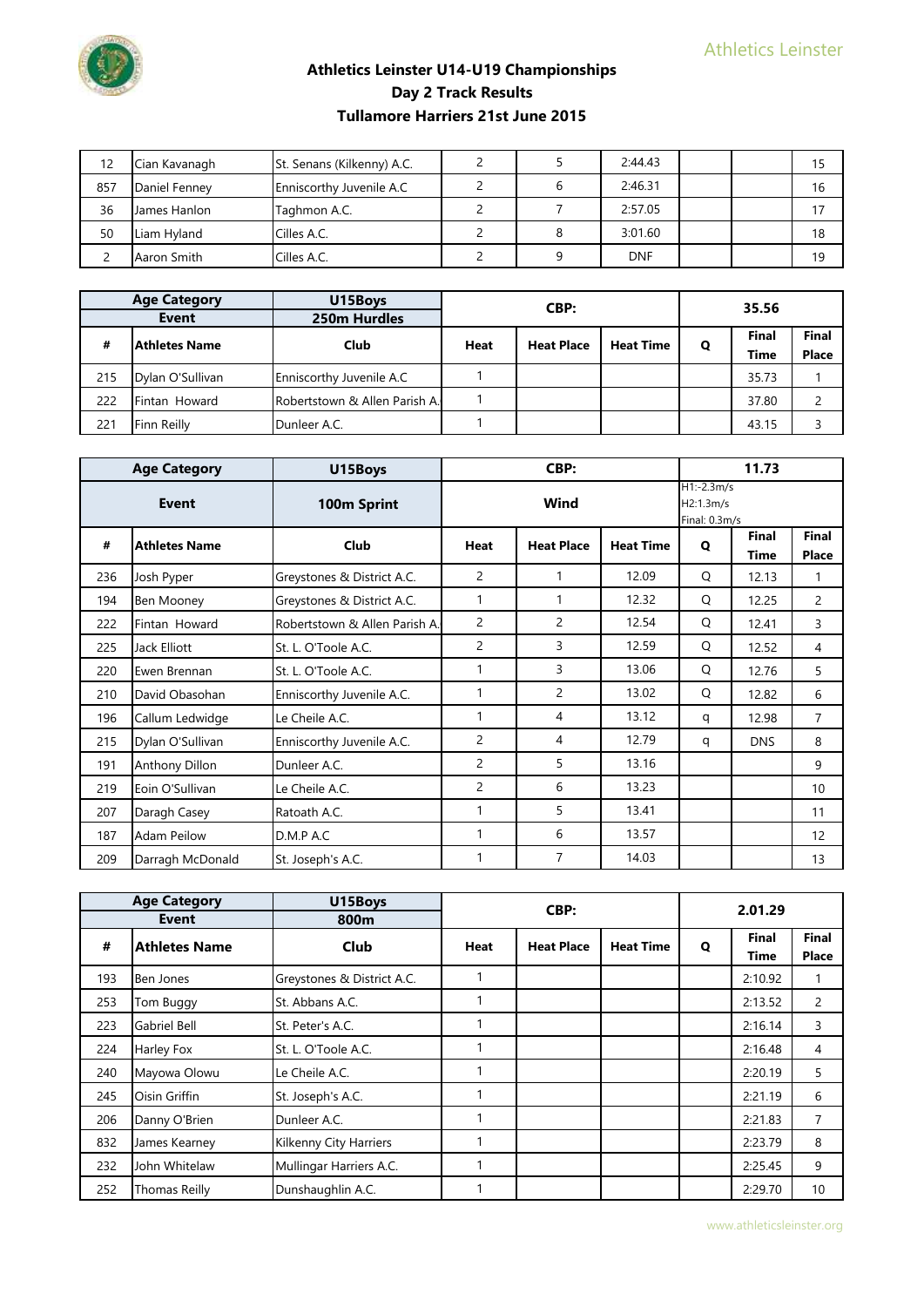# Athletics Leinster U14-U19 Championships
## Day 2 Track Results
## Tullamore Harriers 21st June 2015

| | | | | | | | | |
|---|---|---|---|---|---|---|---|---|
| 12 | Cian Kavanagh | St. Senans (Kilkenny) A.C. | 2 | 5 | 2:44.43 | | | 15 |
| 857 | Daniel Fenney | Enniscorthy Juvenile A.C | 2 | 6 | 2:46.31 | | | 16 |
| 36 | James Hanlon | Taghmon A.C. | 2 | 7 | 2:57.05 | | | 17 |
| 50 | Liam Hyland | Cilles A.C. | 2 | 8 | 3:01.60 | | | 18 |
| 2 | Aaron Smith | Cilles A.C. | 2 | 9 | DNF | | | 19 |

| Age Category | | U15Boys | CBP: | | | 35.56 | | |
|---|---|---|---|---|---|---|---|---|
| Event | | 250m Hurdles | | | | | | |
| # | Athletes Name | Club | Heat | Heat Place | Heat Time | Q | Final Time | Final Place |
| 215 | Dylan O'Sullivan | Enniscorthy Juvenile A.C | 1 | | | | 35.73 | 1 |
| 222 | Fintan Howard | Robertstown & Allen Parish A. | 1 | | | | 37.80 | 2 |
| 221 | Finn Reilly | Dunleer A.C. | 1 | | | | 43.15 | 3 |

| Age Category | | U15Boys | CBP: | | | 11.73 | | |
|---|---|---|---|---|---|---|---|---|
| Event | | 100m Sprint | Wind | | | H1:-2.3m/s H2:1.3m/s Final: 0.3m/s | | |
| # | Athletes Name | Club | Heat | Heat Place | Heat Time | Q | Final Time | Final Place |
| 236 | Josh Pyper | Greystones & District A.C. | 2 | 1 | 12.09 | Q | 12.13 | 1 |
| 194 | Ben Mooney | Greystones & District A.C. | 1 | 1 | 12.32 | Q | 12.25 | 2 |
| 222 | Fintan Howard | Robertstown & Allen Parish A. | 2 | 2 | 12.54 | Q | 12.41 | 3 |
| 225 | Jack Elliott | St. L. O'Toole A.C. | 2 | 3 | 12.59 | Q | 12.52 | 4 |
| 220 | Ewen Brennan | St. L. O'Toole A.C. | 1 | 3 | 13.06 | Q | 12.76 | 5 |
| 210 | David Obasohan | Enniscorthy Juvenile A.C. | 1 | 2 | 13.02 | Q | 12.82 | 6 |
| 196 | Callum Ledwidge | Le Cheile A.C. | 1 | 4 | 13.12 | q | 12.98 | 7 |
| 215 | Dylan O'Sullivan | Enniscorthy Juvenile A.C. | 2 | 4 | 12.79 | q | DNS | 8 |
| 191 | Anthony Dillon | Dunleer A.C. | 2 | 5 | 13.16 | | | 9 |
| 219 | Eoin O'Sullivan | Le Cheile A.C. | 2 | 6 | 13.23 | | | 10 |
| 207 | Daragh Casey | Ratoath A.C. | 1 | 5 | 13.41 | | | 11 |
| 187 | Adam Peilow | D.M.P A.C | 1 | 6 | 13.57 | | | 12 |
| 209 | Darragh McDonald | St. Joseph's A.C. | 1 | 7 | 14.03 | | | 13 |

| Age Category | | U15Boys | CBP: | | | 2.01.29 | | |
|---|---|---|---|---|---|---|---|---|
| Event | | 800m | | | | | | |
| # | Athletes Name | Club | Heat | Heat Place | Heat Time | Q | Final Time | Final Place |
| 193 | Ben Jones | Greystones & District A.C. | 1 | | | | 2:10.92 | 1 |
| 253 | Tom Buggy | St. Abbans A.C. | 1 | | | | 2:13.52 | 2 |
| 223 | Gabriel Bell | St. Peter's A.C. | 1 | | | | 2:16.14 | 3 |
| 224 | Harley Fox | St. L. O'Toole A.C. | 1 | | | | 2:16.48 | 4 |
| 240 | Mayowa Olowu | Le Cheile A.C. | 1 | | | | 2:20.19 | 5 |
| 245 | Oisin Griffin | St. Joseph's A.C. | 1 | | | | 2:21.19 | 6 |
| 206 | Danny O'Brien | Dunleer A.C. | 1 | | | | 2:21.83 | 7 |
| 832 | James Kearney | Kilkenny City Harriers | 1 | | | | 2:23.79 | 8 |
| 232 | John Whitelaw | Mullingar Harriers A.C. | 1 | | | | 2:25.45 | 9 |
| 252 | Thomas Reilly | Dunshaughlin A.C. | 1 | | | | 2:29.70 | 10 |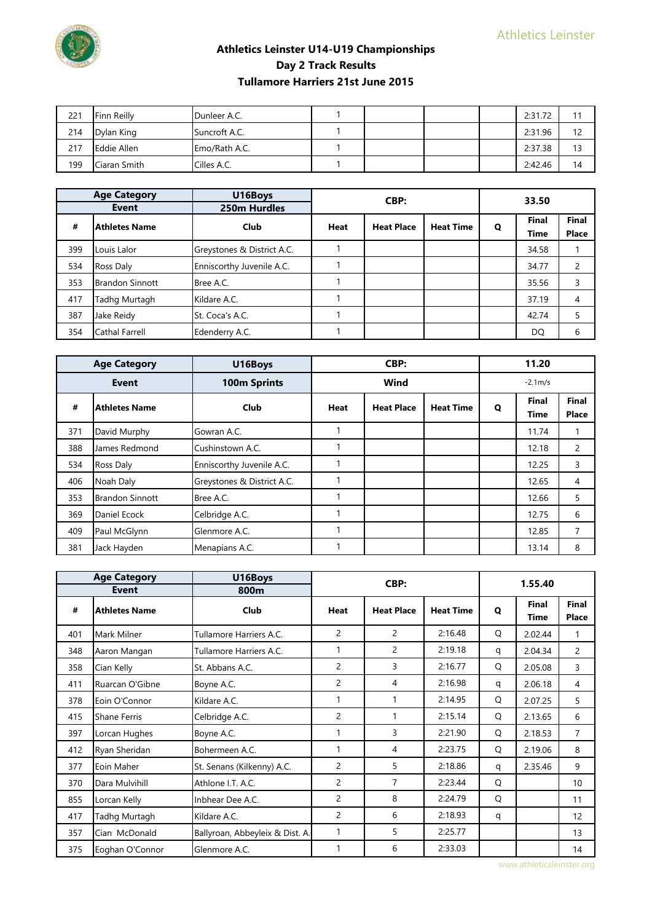# Athletics Leinster U14-U19 Championships
## Day 2 Track Results
## Tullamore Harriers 21st June 2015

| # | Athletes Name | Club | Heat | Heat Place | Heat Time | Q | Final Time | Final Place |
|---|---|---|---|---|---|---|---|---|
| 221 | Finn Reilly | Dunleer A.C. | 1 | | | | 2:31.72 | 11 |
| 214 | Dylan King | Suncroft A.C. | 1 | | | | 2:31.96 | 12 |
| 217 | Eddie Allen | Emo/Rath A.C. | 1 | | | | 2:37.38 | 13 |
| 199 | Ciaran Smith | Cilles A.C. | 1 | | | | 2:42.46 | 14 |

| Age Category | U16Boys | CBP: | | | 33.50 | | |
|---|---|---|---|---|---|---|---|
| Event | 250m Hurdles | | | | | | |

| # | Athletes Name | Club | Heat | Heat Place | Heat Time | Q | Final Time | Final Place |
|---|---|---|---|---|---|---|---|---|
| 399 | Louis Lalor | Greystones & District A.C. | 1 | | | | 34.58 | 1 |
| 534 | Ross Daly | Enniscorthy Juvenile A.C. | 1 | | | | 34.77 | 2 |
| 353 | Brandon Sinnott | Bree A.C. | 1 | | | | 35.56 | 3 |
| 417 | Tadhg Murtagh | Kildare A.C. | 1 | | | | 37.19 | 4 |
| 387 | Jake Reidy | St. Coca's A.C. | 1 | | | | 42.74 | 5 |
| 354 | Cathal Farrell | Edenderry A.C. | 1 | | | | DQ | 6 |

| Age Category | U16Boys | CBP: | | | 11.20 | | |
|---|---|---|---|---|---|---|---|
| Event | 100m Sprints | Wind | | | -2.1m/s | | |

| # | Athletes Name | Club | Heat | Heat Place | Heat Time | Q | Final Time | Final Place |
|---|---|---|---|---|---|---|---|---|
| 371 | David Murphy | Gowran A.C. | 1 | | | | 11.74 | 1 |
| 388 | James Redmond | Cushinstown A.C. | 1 | | | | 12.18 | 2 |
| 534 | Ross Daly | Enniscorthy Juvenile A.C. | 1 | | | | 12.25 | 3 |
| 406 | Noah Daly | Greystones & District A.C. | 1 | | | | 12.65 | 4 |
| 353 | Brandon Sinnott | Bree A.C. | 1 | | | | 12.66 | 5 |
| 369 | Daniel Ecock | Celbridge A.C. | 1 | | | | 12.75 | 6 |
| 409 | Paul McGlynn | Glenmore A.C. | 1 | | | | 12.85 | 7 |
| 381 | Jack Hayden | Menapians A.C. | 1 | | | | 13.14 | 8 |

| Age Category | U16Boys | CBP: | | | 1.55.40 | | |
|---|---|---|---|---|---|---|---|
| Event | 800m | | | | | | |

| # | Athletes Name | Club | Heat | Heat Place | Heat Time | Q | Final Time | Final Place |
|---|---|---|---|---|---|---|---|---|
| 401 | Mark Milner | Tullamore Harriers A.C. | 2 | 2 | 2:16.48 | Q | 2.02.44 | 1 |
| 348 | Aaron Mangan | Tullamore Harriers A.C. | 1 | 2 | 2:19.18 | q | 2.04.34 | 2 |
| 358 | Cian Kelly | St. Abbans A.C. | 2 | 3 | 2:16.77 | Q | 2.05.08 | 3 |
| 411 | Ruarcan O'Gibne | Boyne A.C. | 2 | 4 | 2:16.98 | q | 2.06.18 | 4 |
| 378 | Eoin O'Connor | Kildare A.C. | 1 | 1 | 2:14.95 | Q | 2.07.25 | 5 |
| 415 | Shane Ferris | Celbridge A.C. | 2 | 1 | 2:15.14 | Q | 2.13.65 | 6 |
| 397 | Lorcan Hughes | Boyne A.C. | 1 | 3 | 2:21.90 | Q | 2.18.53 | 7 |
| 412 | Ryan Sheridan | Bohermeen A.C. | 1 | 4 | 2:23.75 | Q | 2.19.06 | 8 |
| 377 | Eoin Maher | St. Senans (Kilkenny) A.C. | 2 | 5 | 2:18.86 | q | 2.35.46 | 9 |
| 370 | Dara Mulvihill | Athlone I.T. A.C. | 2 | 7 | 2:23.44 | Q | | 10 |
| 855 | Lorcan Kelly | Inbhear Dee A.C. | 2 | 8 | 2:24.79 | Q | | 11 |
| 417 | Tadhg Murtagh | Kildare A.C. | 2 | 6 | 2:18.93 | q | | 12 |
| 357 | Cian McDonald | Ballyroan, Abbeyleix & Dist. A. | 1 | 5 | 2:25.77 | | | 13 |
| 375 | Eoghan O'Connor | Glenmore A.C. | 1 | 6 | 2:33.03 | | | 14 |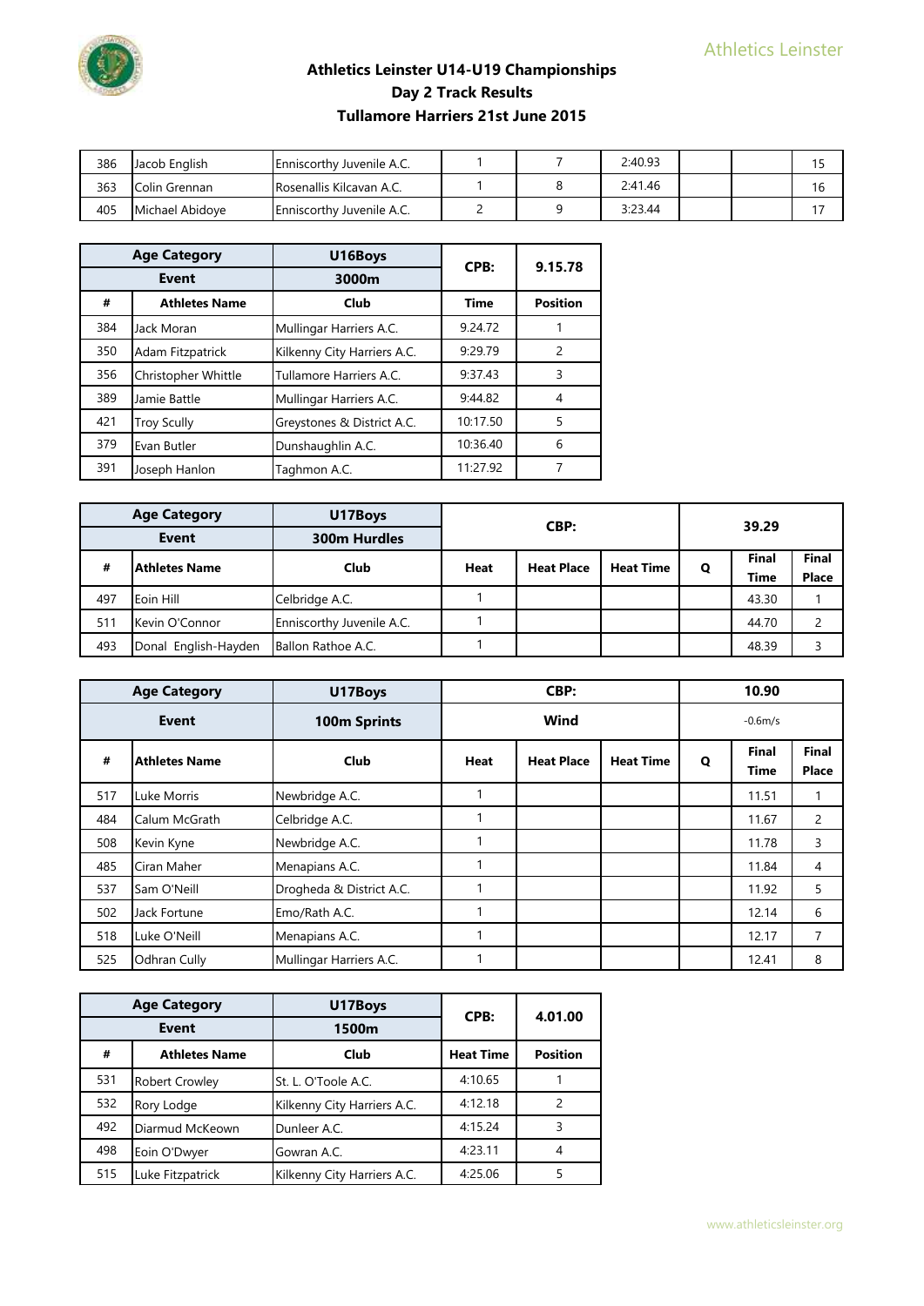# Athletics Leinster U14-U19 Championships
## Day 2 Track Results
## Tullamore Harriers 21st June 2015

| | | | | | | | | |
|---|---|---|---|---|---|---|---|---|
| 386 | Jacob English | Enniscorthy Juvenile A.C. | 1 | 7 | 2:40.93 | | | 15 |
| 363 | Colin Grennan | Rosenallis Kilcavan A.C. | 1 | 8 | 2:41.46 | | | 16 |
| 405 | Michael Abidoye | Enniscorthy Juvenile A.C. | 2 | 9 | 3:23.44 | | | 17 |

| Age Category | U16Boys | CPB: | 9.15.78 |
|---|---|---|---|
| Event | 3000m | | |
| # | Athletes Name | Club | Time | Position |
| 384 | Jack Moran | Mullingar Harriers A.C. | 9.24.72 | 1 |
| 350 | Adam Fitzpatrick | Kilkenny City Harriers A.C. | 9:29.79 | 2 |
| 356 | Christopher Whittle | Tullamore Harriers A.C. | 9:37.43 | 3 |
| 389 | Jamie Battle | Mullingar Harriers A.C. | 9:44.82 | 4 |
| 421 | Troy Scully | Greystones & District A.C. | 10:17.50 | 5 |
| 379 | Evan Butler | Dunshaughlin A.C. | 10:36.40 | 6 |
| 391 | Joseph Hanlon | Taghmon A.C. | 11:27.92 | 7 |

| Age Category | | U17Boys | CBP: | | | 39.29 | | |
|---|---|---|---|---|---|---|---|---|
| Event | | 300m Hurdles | | | | | | |
| # | Athletes Name | Club | Heat | Heat Place | Heat Time | Q | Final Time | Final Place |
| 497 | Eoin Hill | Celbridge A.C. | 1 | | | | 43.30 | 1 |
| 511 | Kevin O'Connor | Enniscorthy Juvenile A.C. | 1 | | | | 44.70 | 2 |
| 493 | Donal English-Hayden | Ballon Rathoe A.C. | 1 | | | | 48.39 | 3 |

| Age Category | | U17Boys | CBP: | | | 10.90 | | |
|---|---|---|---|---|---|---|---|---|
| Event | | 100m Sprints | Wind | | | -0.6m/s | | |
| # | Athletes Name | Club | Heat | Heat Place | Heat Time | Q | Final Time | Final Place |
| 517 | Luke Morris | Newbridge A.C. | 1 | | | | 11.51 | 1 |
| 484 | Calum McGrath | Celbridge A.C. | 1 | | | | 11.67 | 2 |
| 508 | Kevin Kyne | Newbridge A.C. | 1 | | | | 11.78 | 3 |
| 485 | Ciran Maher | Menapians A.C. | 1 | | | | 11.84 | 4 |
| 537 | Sam O'Neill | Drogheda & District A.C. | 1 | | | | 11.92 | 5 |
| 502 | Jack Fortune | Emo/Rath A.C. | 1 | | | | 12.14 | 6 |
| 518 | Luke O'Neill | Menapians A.C. | 1 | | | | 12.17 | 7 |
| 525 | Odhran Cully | Mullingar Harriers A.C. | 1 | | | | 12.41 | 8 |

| Age Category | | U17Boys | CPB: | 4.01.00 |
|---|---|---|---|---|
| Event | | 1500m | | |
| # | Athletes Name | Club | Heat Time | Position |
| 531 | Robert Crowley | St. L. O'Toole A.C. | 4:10.65 | 1 |
| 532 | Rory Lodge | Kilkenny City Harriers A.C. | 4:12.18 | 2 |
| 492 | Diarmud McKeown | Dunleer A.C. | 4:15.24 | 3 |
| 498 | Eoin O'Dwyer | Gowran A.C. | 4:23.11 | 4 |
| 515 | Luke Fitzpatrick | Kilkenny City Harriers A.C. | 4:25.06 | 5 |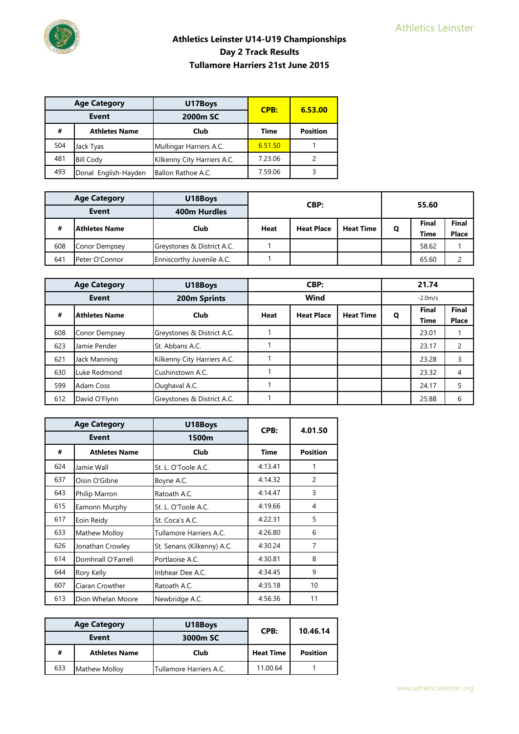# Athletics Leinster U14-U19 Championships
## Day 2 Track Results
## Tullamore Harriers 21st June 2015

| Age Category | U17Boys | CPB: | 6.53.00 |
|---|---|---|---|
| **Event** | **2000m SC** | | |
| **#** | **Athletes Name** | **Club** | **Time** | **Position** |
| 504 | Jack Tyas | Mullingar Harriers A.C. | 6.51.50 | 1 |
| 481 | Bill Cody | Kilkenny City Harriers A.C. | 7.23.06 | 2 |
| 493 | Donal English-Hayden | Ballon Rathoe A.C. | 7.59.06 | 3 |

| Age Category | U18Boys | CBP: | | | 55.60 | |
|---|---|---|---|---|---|---|
| **Event** | **400m Hurdles** | | | | | |
| **#** | **Athletes Name** | **Club** | **Heat** | **Heat Place** | **Heat Time** | **Q** | **Final Time** | **Final Place** |
| 608 | Conor Dempsey | Greystones & District A.C. | 1 | | | | 58.62 | 1 |
| 641 | Peter O'Connor | Enniscorthy Juvenile A.C. | 1 | | | | 65.60 | 2 |

| Age Category | U18Boys | CBP: | | | | 21.74 | |
|---|---|---|---|---|---|---|---|---|
| **Event** | **200m Sprints** | **Wind** | | | | -2.0m/s | |
| **#** | **Athletes Name** | **Club** | **Heat** | **Heat Place** | **Heat Time** | **Q** | **Final Time** | **Final Place** |
| 608 | Conor Dempsey | Greystones & District A.C. | 1 | | | | 23.01 | 1 |
| 623 | Jamie Pender | St. Abbans A.C. | 1 | | | | 23.17 | 2 |
| 621 | Jack Manning | Kilkenny City Harriers A.C. | 1 | | | | 23.28 | 3 |
| 630 | Luke Redmond | Cushinstown A.C. | 1 | | | | 23.32 | 4 |
| 599 | Adam Coss | Oughaval A.C. | 1 | | | | 24.17 | 5 |
| 612 | David O'Flynn | Greystones & District A.C. | 1 | | | | 25.88 | 6 |

| Age Category | U18Boys | CPB: | 4.01.50 |
|---|---|---|---|
| **Event** | **1500m** | | |
| **#** | **Athletes Name** | **Club** | **Time** | **Position** |
| 624 | Jamie Wall | St. L. O'Toole A.C. | 4:13.41 | 1 |
| 637 | Oisin O'Gibne | Boyne A.C. | 4:14.32 | 2 |
| 643 | Philip Marron | Ratoath A.C. | 4:14.47 | 3 |
| 615 | Eamonn Murphy | St. L. O'Toole A.C. | 4:19.66 | 4 |
| 617 | Eoin Reidy | St. Coca's A.C. | 4:22.31 | 5 |
| 633 | Mathew Molloy | Tullamore Harriers A.C. | 4:26.80 | 6 |
| 626 | Jonathan Crowley | St. Senans (Kilkenny) A.C. | 4:30.24 | 7 |
| 614 | Domhnall O'Farrell | Portlaoise A.C. | 4:30.81 | 8 |
| 644 | Rory Kelly | Inbhear Dee A.C. | 4:34.45 | 9 |
| 607 | Ciaran Crowther | Ratoath A.C. | 4:35.18 | 10 |
| 613 | Dion Whelan Moore | Newbridge A.C. | 4:56.36 | 11 |

| Age Category | U18Boys | CPB: | 10.46.14 |
|---|---|---|---|
| **Event** | **3000m SC** | | |
| **#** | **Athletes Name** | **Club** | **Heat Time** | **Position** |
| 633 | Mathew Molloy | Tullamore Harriers A.C. | 11.00.64 | 1 |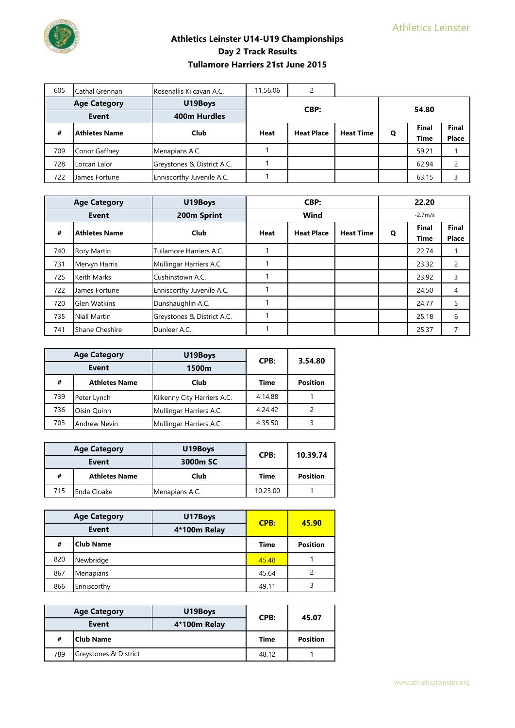# Athletics Leinster U14-U19 Championships
## Day 2 Track Results
## Tullamore Harriers 21st June 2015

| | | | | |
|---|---|---|---|---|
| 605 | Cathal Grennan | Rosenallis Kilcavan A.C. | 11.56.06 | 2 |

| Age Category | U19Boys | CBP: | | | | 54.80 | |
|---|---|---|---|---|---|---|---|
| Event | 400m Hurdles | | | | | | |
| # | Athletes Name | Club | Heat | Heat Place | Heat Time | Q | Final Time | Final Place |
| 709 | Conor Gaffney | Menapians A.C. | 1 | | | | 59.21 | 1 |
| 728 | Lorcan Lalor | Greystones & District A.C. | 1 | | | | 62.94 | 2 |
| 722 | James Fortune | Enniscorthy Juvenile A.C. | 1 | | | | 63.15 | 3 |

| Age Category | U19Boys | CBP: | | | | 22.20 | |
|---|---|---|---|---|---|---|---|
| Event | 200m Sprint | Wind | | | | -2.7m/s | |
| # | Athletes Name | Club | Heat | Heat Place | Heat Time | Q | Final Time | Final Place |
| 740 | Rory Martin | Tullamore Harriers A.C. | 1 | | | | 22.74 | 1 |
| 731 | Mervyn Harris | Mullingar Harriers A.C. | 1 | | | | 23.32 | 2 |
| 725 | Keith Marks | Cushinstown A.C. | 1 | | | | 23.92 | 3 |
| 722 | James Fortune | Enniscorthy Juvenile A.C. | 1 | | | | 24.50 | 4 |
| 720 | Glen Watkins | Dunshaughlin A.C. | 1 | | | | 24.77 | 5 |
| 735 | Niall Martin | Greystones & District A.C. | 1 | | | | 25.18 | 6 |
| 741 | Shane Cheshire | Dunleer A.C. | 1 | | | | 25.37 | 7 |

| Age Category | U19Boys | | CPB: | 3.54.80 |
|---|---|---|---|---|
| Event | 1500m | | | |
| # | Athletes Name | Club | Time | Position |
| 739 | Peter Lynch | Kilkenny City Harriers A.C. | 4:14.88 | 1 |
| 736 | Oisin Quinn | Mullingar Harriers A.C. | 4:24.42 | 2 |
| 703 | Andrew Nevin | Mullingar Harriers A.C. | 4:35.50 | 3 |

| Age Category | U19Boys | | CPB: | 10.39.74 |
|---|---|---|---|---|
| Event | 3000m SC | | | |
| # | Athletes Name | Club | Time | Position |
| 715 | Enda Cloake | Menapians A.C. | 10.23.00 | 1 |

| Age Category | U17Boys | CPB: | 45.90 |
|---|---|---|---|
| Event | 4*100m Relay | | |
| # | Club Name | Time | Position |
| 820 | Newbridge | 45.48 | 1 |
| 867 | Menapians | 45.64 | 2 |
| 866 | Enniscorthy | 49.11 | 3 |

| Age Category | U19Boys | CPB: | 45.07 |
|---|---|---|---|
| Event | 4*100m Relay | | |
| # | Club Name | Time | Position |
| 789 | Greystones & District | 48.12 | 1 |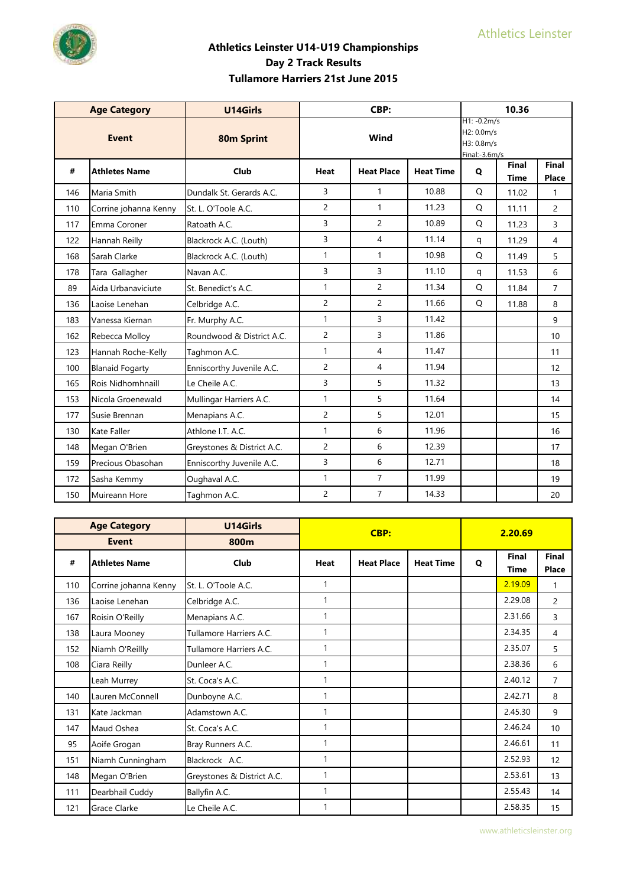# Athletics Leinster U14-U19 Championships

## Day 2 Track Results

## Tullamore Harriers 21st June 2015

| Age Category | | U14Girls | CBP: | | | 10.36 | | |
|---|---|---|---|---|---|---|---|---|
| Event | | 80m Sprint | Wind | | | H1: -0.2m/s H2: 0.0m/s H3: 0.8m/s Final:-3.6m/s | | |
| # | Athletes Name | Club | Heat | Heat Place | Heat Time | Q | Final Time | Final Place |
| 146 | Maria Smith | Dundalk St. Gerards A.C. | 3 | 1 | 10.88 | Q | 11.02 | 1 |
| 110 | Corrine johanna Kenny | St. L. O'Toole A.C. | 2 | 1 | 11.23 | Q | 11.11 | 2 |
| 117 | Emma Coroner | Ratoath A.C. | 3 | 2 | 10.89 | Q | 11.23 | 3 |
| 122 | Hannah Reilly | Blackrock A.C. (Louth) | 3 | 4 | 11.14 | q | 11.29 | 4 |
| 168 | Sarah Clarke | Blackrock A.C. (Louth) | 1 | 1 | 10.98 | Q | 11.49 | 5 |
| 178 | Tara Gallagher | Navan A.C. | 3 | 3 | 11.10 | q | 11.53 | 6 |
| 89 | Aida Urbanaviciute | St. Benedict's A.C. | 1 | 2 | 11.34 | Q | 11.84 | 7 |
| 136 | Laoise Lenehan | Celbridge A.C. | 2 | 2 | 11.66 | Q | 11.88 | 8 |
| 183 | Vanessa Kiernan | Fr. Murphy A.C. | 1 | 3 | 11.42 | | | 9 |
| 162 | Rebecca Molloy | Roundwood & District A.C. | 2 | 3 | 11.86 | | | 10 |
| 123 | Hannah Roche-Kelly | Taghmon A.C. | 1 | 4 | 11.47 | | | 11 |
| 100 | Blanaid Fogarty | Enniscorthy Juvenile A.C. | 2 | 4 | 11.94 | | | 12 |
| 165 | Rois Nidhomhnaill | Le Cheile A.C. | 3 | 5 | 11.32 | | | 13 |
| 153 | Nicola Groenewald | Mullingar Harriers A.C. | 1 | 5 | 11.64 | | | 14 |
| 177 | Susie Brennan | Menapians A.C. | 2 | 5 | 12.01 | | | 15 |
| 130 | Kate Faller | Athlone I.T. A.C. | 1 | 6 | 11.96 | | | 16 |
| 148 | Megan O'Brien | Greystones & District A.C. | 2 | 6 | 12.39 | | | 17 |
| 159 | Precious Obasohan | Enniscorthy Juvenile A.C. | 3 | 6 | 12.71 | | | 18 |
| 172 | Sasha Kemmy | Oughaval A.C. | 1 | 7 | 11.99 | | | 19 |
| 150 | Muireann Hore | Taghmon A.C. | 2 | 7 | 14.33 | | | 20 |

| Age Category | | U14Girls | CBP: | | | 2.20.69 | | |
|---|---|---|---|---|---|---|---|---|
| Event | | 800m | | | | | | |
| # | Athletes Name | Club | Heat | Heat Place | Heat Time | Q | Final Time | Final Place |
| 110 | Corrine johanna Kenny | St. L. O'Toole A.C. | 1 | | | | 2.19.09 | 1 |
| 136 | Laoise Lenehan | Celbridge A.C. | 1 | | | | 2.29.08 | 2 |
| 167 | Roisin O'Reilly | Menapians A.C. | 1 | | | | 2.31.66 | 3 |
| 138 | Laura Mooney | Tullamore Harriers A.C. | 1 | | | | 2.34.35 | 4 |
| 152 | Niamh O'Reillly | Tullamore Harriers A.C. | 1 | | | | 2.35.07 | 5 |
| 108 | Ciara Reilly | Dunleer A.C. | 1 | | | | 2.38.36 | 6 |
| | Leah Murrey | St. Coca's A.C. | 1 | | | | 2.40.12 | 7 |
| 140 | Lauren McConnell | Dunboyne A.C. | 1 | | | | 2.42.71 | 8 |
| 131 | Kate Jackman | Adamstown A.C. | 1 | | | | 2.45.30 | 9 |
| 147 | Maud Oshea | St. Coca's A.C. | 1 | | | | 2.46.24 | 10 |
| 95 | Aoife Grogan | Bray Runners A.C. | 1 | | | | 2.46.61 | 11 |
| 151 | Niamh Cunningham | Blackrock A.C. | 1 | | | | 2.52.93 | 12 |
| 148 | Megan O'Brien | Greystones & District A.C. | 1 | | | | 2.53.61 | 13 |
| 111 | Dearbhail Cuddy | Ballyfin A.C. | 1 | | | | 2.55.43 | 14 |
| 121 | Grace Clarke | Le Cheile A.C. | 1 | | | | 2.58.35 | 15 |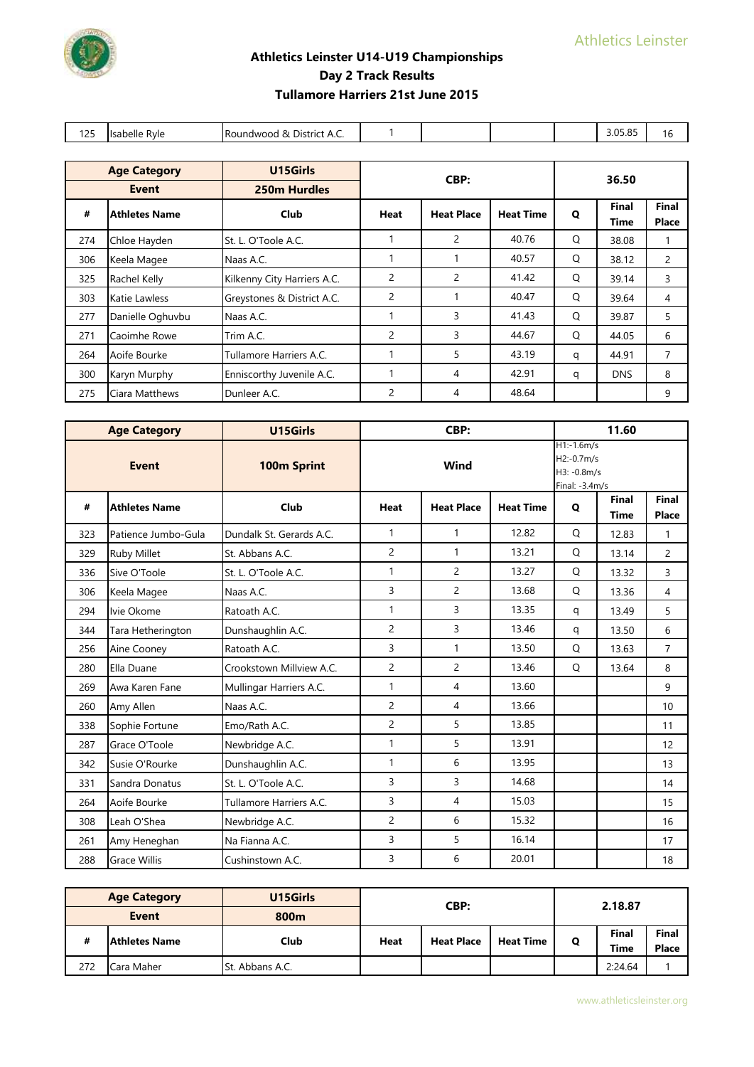# Athletics Leinster U14-U19 Championships
## Day 2 Track Results
## Tullamore Harriers 21st June 2015

| | | | | | | | | |
|---|---|---|---|---|---|---|---|---|
| 125 | Isabelle Ryle | Roundwood & District A.C. | 1 | | | | 3.05.85 | 16 |

| Age Category | U15Girls | CBP: | | | 36.50 | | |
|---|---|---|---|---|---|---|---|
| **Event** | **250m Hurdles** | | | | | | |
| **#** | **Athletes Name** | **Club** | **Heat** | **Heat Place** | **Heat Time** | **Q** | **Final Time** | **Final Place** |
| 274 | Chloe Hayden | St. L. O'Toole A.C. | 1 | 2 | 40.76 | Q | 38.08 | 1 |
| 306 | Keela Magee | Naas A.C. | 1 | 1 | 40.57 | Q | 38.12 | 2 |
| 325 | Rachel Kelly | Kilkenny City Harriers A.C. | 2 | 2 | 41.42 | Q | 39.14 | 3 |
| 303 | Katie Lawless | Greystones & District A.C. | 2 | 1 | 40.47 | Q | 39.64 | 4 |
| 277 | Danielle Oghuvbu | Naas A.C. | 1 | 3 | 41.43 | Q | 39.87 | 5 |
| 271 | Caoimhe Rowe | Trim A.C. | 2 | 3 | 44.67 | Q | 44.05 | 6 |
| 264 | Aoife Bourke | Tullamore Harriers A.C. | 1 | 5 | 43.19 | q | 44.91 | 7 |
| 300 | Karyn Murphy | Enniscorthy Juvenile A.C. | 1 | 4 | 42.91 | q | DNS | 8 |
| 275 | Ciara Matthews | Dunleer A.C. | 2 | 4 | 48.64 | | | 9 |

| Age Category | U15Girls | CBP: | | | 11.60 | | | |
|---|---|---|---|---|---|---|---|---|
| **Event** | **100m Sprint** | Wind | | | H1:-1.6m/s H2:-0.7m/s H3: -0.8m/s Final: -3.4m/s | | | |
| **#** | **Athletes Name** | **Club** | **Heat** | **Heat Place** | **Heat Time** | **Q** | **Final Time** | **Final Place** |
| 323 | Patience Jumbo-Gula | Dundalk St. Gerards A.C. | 1 | 1 | 12.82 | Q | 12.83 | 1 |
| 329 | Ruby Millet | St. Abbans A.C. | 2 | 1 | 13.21 | Q | 13.14 | 2 |
| 336 | Sive O'Toole | St. L. O'Toole A.C. | 1 | 2 | 13.27 | Q | 13.32 | 3 |
| 306 | Keela Magee | Naas A.C. | 3 | 2 | 13.68 | Q | 13.36 | 4 |
| 294 | Ivie Okome | Ratoath A.C. | 1 | 3 | 13.35 | q | 13.49 | 5 |
| 344 | Tara Hetherington | Dunshaughlin A.C. | 2 | 3 | 13.46 | q | 13.50 | 6 |
| 256 | Aine Cooney | Ratoath A.C. | 3 | 1 | 13.50 | Q | 13.63 | 7 |
| 280 | Ella Duane | Crookstown Millview A.C. | 2 | 2 | 13.46 | Q | 13.64 | 8 |
| 269 | Awa Karen Fane | Mullingar Harriers A.C. | 1 | 4 | 13.60 | | | 9 |
| 260 | Amy Allen | Naas A.C. | 2 | 4 | 13.66 | | | 10 |
| 338 | Sophie Fortune | Emo/Rath A.C. | 2 | 5 | 13.85 | | | 11 |
| 287 | Grace O'Toole | Newbridge A.C. | 1 | 5 | 13.91 | | | 12 |
| 342 | Susie O'Rourke | Dunshaughlin A.C. | 1 | 6 | 13.95 | | | 13 |
| 331 | Sandra Donatus | St. L. O'Toole A.C. | 3 | 3 | 14.68 | | | 14 |
| 264 | Aoife Bourke | Tullamore Harriers A.C. | 3 | 4 | 15.03 | | | 15 |
| 308 | Leah O'Shea | Newbridge A.C. | 2 | 6 | 15.32 | | | 16 |
| 261 | Amy Heneghan | Na Fianna A.C. | 3 | 5 | 16.14 | | | 17 |
| 288 | Grace Willis | Cushinstown A.C. | 3 | 6 | 20.01 | | | 18 |

| Age Category | U15Girls | CBP: | | | 2.18.87 | | | |
|---|---|---|---|---|---|---|---|---|
| **Event** | **800m** | | | | | | | |
| **#** | **Athletes Name** | **Club** | **Heat** | **Heat Place** | **Heat Time** | **Q** | **Final Time** | **Final Place** |
| 272 | Cara Maher | St. Abbans A.C. | | | | | 2:24.64 | 1 |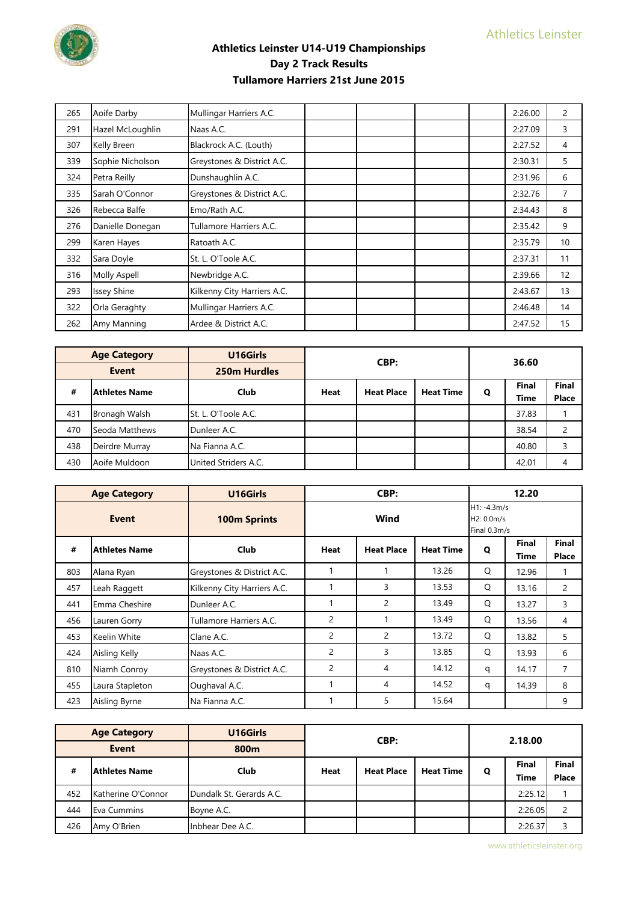# Athletics Leinster U14-U19 Championships
## Day 2 Track Results
## Tullamore Harriers 21st June 2015

| | | | | | | | | |
|---|---|---|---|---|---|---|---|---|
| 265 | Aoife Darby | Mullingar Harriers A.C. | | | | | 2:26.00 | 2 |
| 291 | Hazel McLoughlin | Naas A.C. | | | | | 2:27.09 | 3 |
| 307 | Kelly Breen | Blackrock A.C. (Louth) | | | | | 2:27.52 | 4 |
| 339 | Sophie Nicholson | Greystones & District A.C. | | | | | 2:30.31 | 5 |
| 324 | Petra Reilly | Dunshaughlin A.C. | | | | | 2:31.96 | 6 |
| 335 | Sarah O'Connor | Greystones & District A.C. | | | | | 2:32.76 | 7 |
| 326 | Rebecca Balfe | Emo/Rath A.C. | | | | | 2:34.43 | 8 |
| 276 | Danielle Donegan | Tullamore Harriers A.C. | | | | | 2:35.42 | 9 |
| 299 | Karen Hayes | Ratoath A.C. | | | | | 2:35.79 | 10 |
| 332 | Sara Doyle | St. L. O'Toole A.C. | | | | | 2:37.31 | 11 |
| 316 | Molly Aspell | Newbridge A.C. | | | | | 2:39.66 | 12 |
| 293 | Issey Shine | Kilkenny City Harriers A.C. | | | | | 2:43.67 | 13 |
| 322 | Orla Geraghty | Mullingar Harriers A.C. | | | | | 2:46.48 | 14 |
| 262 | Amy Manning | Ardee & District A.C. | | | | | 2:47.52 | 15 |

| Age Category | | U16Girls | CBP: | | | 36.60 | | |
|---|---|---|---|---|---|---|---|---|
| Event | | 250m Hurdles | | | | | | |
| # | Athletes Name | Club | Heat | Heat Place | Heat Time | Q | Final Time | Final Place |
| 431 | Bronagh Walsh | St. L. O'Toole A.C. | | | | | 37.83 | 1 |
| 470 | Seoda Matthews | Dunleer A.C. | | | | | 38.54 | 2 |
| 438 | Deirdre Murray | Na Fianna A.C. | | | | | 40.80 | 3 |
| 430 | Aoife Muldoon | United Striders A.C. | | | | | 42.01 | 4 |

| Age Category | | U16Girls | CBP: | | | 12.20 | | |
|---|---|---|---|---|---|---|---|---|
| Event | | 100m Sprints | Wind | | | H1: -4.3m/s H2: 0.0m/s Final 0.3m/s | | |
| # | Athletes Name | Club | Heat | Heat Place | Heat Time | Q | Final Time | Final Place |
| 803 | Alana Ryan | Greystones & District A.C. | 1 | 1 | 13.26 | Q | 12.96 | 1 |
| 457 | Leah Raggett | Kilkenny City Harriers A.C. | 1 | 3 | 13.53 | Q | 13.16 | 2 |
| 441 | Emma Cheshire | Dunleer A.C. | 1 | 2 | 13.49 | Q | 13.27 | 3 |
| 456 | Lauren Gorry | Tullamore Harriers A.C. | 2 | 1 | 13.49 | Q | 13.56 | 4 |
| 453 | Keelin White | Clane A.C. | 2 | 2 | 13.72 | Q | 13.82 | 5 |
| 424 | Aisling Kelly | Naas A.C. | 2 | 3 | 13.85 | Q | 13.93 | 6 |
| 810 | Niamh Conroy | Greystones & District A.C. | 2 | 4 | 14.12 | q | 14.17 | 7 |
| 455 | Laura Stapleton | Oughaval A.C. | 1 | 4 | 14.52 | q | 14.39 | 8 |
| 423 | Aisling Byrne | Na Fianna A.C. | 1 | 5 | 15.64 | | | 9 |

| Age Category | | U16Girls | CBP: | | | 2.18.00 | | |
|---|---|---|---|---|---|---|---|---|
| Event | | 800m | | | | | | |
| # | Athletes Name | Club | Heat | Heat Place | Heat Time | Q | Final Time | Final Place |
| 452 | Katherine O'Connor | Dundalk St. Gerards A.C. | | | | | 2:25.12 | 1 |
| 444 | Eva Cummins | Boyne A.C. | | | | | 2:26.05 | 2 |
| 426 | Amy O'Brien | Inbhear Dee A.C. | | | | | 2:26.37 | 3 |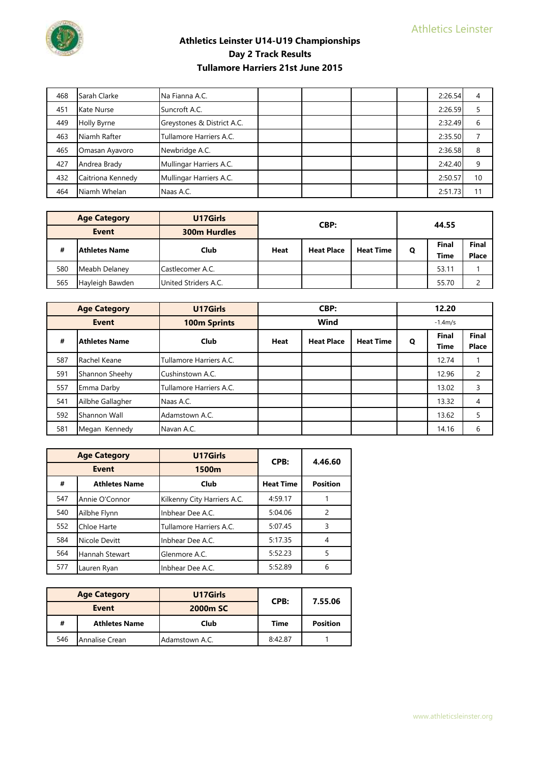# Athletics Leinster U14-U19 Championships
## Day 2 Track Results
## Tullamore Harriers 21st June 2015

| | | | | | | | | |
|---|---|---|---|---|---|---|---|---|
| 468 | Sarah Clarke | Na Fianna A.C. | | | | | 2:26.54 | 4 |
| 451 | Kate Nurse | Suncroft A.C. | | | | | 2:26.59 | 5 |
| 449 | Holly Byrne | Greystones & District A.C. | | | | | 2:32.49 | 6 |
| 463 | Niamh Rafter | Tullamore Harriers A.C. | | | | | 2:35.50 | 7 |
| 465 | Omasan Ayavoro | Newbridge A.C. | | | | | 2:36.58 | 8 |
| 427 | Andrea Brady | Mullingar Harriers A.C. | | | | | 2:42.40 | 9 |
| 432 | Caitriona Kennedy | Mullingar Harriers A.C. | | | | | 2:50.57 | 10 |
| 464 | Niamh Whelan | Naas A.C. | | | | | 2:51.73 | 11 |

| Age Category | | U17Girls | CBP: | | | | 44.55 | |
|---|---|---|---|---|---|---|---|---|
| Event | | 300m Hurdles | | | | | | |
| # | Athletes Name | Club | Heat | Heat Place | Heat Time | Q | Final Time | Final Place |
| 580 | Meabh Delaney | Castlecomer A.C. | | | | | 53.11 | 1 |
| 565 | Hayleigh Bawden | United Striders A.C. | | | | | 55.70 | 2 |

| Age Category | | U17Girls | CBP: | | | | 12.20 | |
|---|---|---|---|---|---|---|---|---|
| Event | | 100m Sprints | Wind | | | | -1.4m/s | |
| # | Athletes Name | Club | Heat | Heat Place | Heat Time | Q | Final Time | Final Place |
| 587 | Rachel Keane | Tullamore Harriers A.C. | | | | | 12.74 | 1 |
| 591 | Shannon Sheehy | Cushinstown A.C. | | | | | 12.96 | 2 |
| 557 | Emma Darby | Tullamore Harriers A.C. | | | | | 13.02 | 3 |
| 541 | Ailbhe Gallagher | Naas A.C. | | | | | 13.32 | 4 |
| 592 | Shannon Wall | Adamstown A.C. | | | | | 13.62 | 5 |
| 581 | Megan Kennedy | Navan A.C. | | | | | 14.16 | 6 |

| Age Category | | U17Girls | CPB: | 4.46.60 |
|---|---|---|---|---|
| Event | | 1500m | | |
| # | Athletes Name | Club | Heat Time | Position |
| 547 | Annie O'Connor | Kilkenny City Harriers A.C. | 4:59.17 | 1 |
| 540 | Ailbhe Flynn | Inbhear Dee A.C. | 5:04.06 | 2 |
| 552 | Chloe Harte | Tullamore Harriers A.C. | 5:07.45 | 3 |
| 584 | Nicole Devitt | Inbhear Dee A.C. | 5:17.35 | 4 |
| 564 | Hannah Stewart | Glenmore A.C. | 5:52.23 | 5 |
| 577 | Lauren Ryan | Inbhear Dee A.C. | 5:52.89 | 6 |

| Age Category | | U17Girls | CPB: | 7.55.06 |
|---|---|---|---|---|
| Event | | 2000m SC | | |
| # | Athletes Name | Club | Time | Position |
| 546 | Annalise Crean | Adamstown A.C. | 8:42.87 | 1 |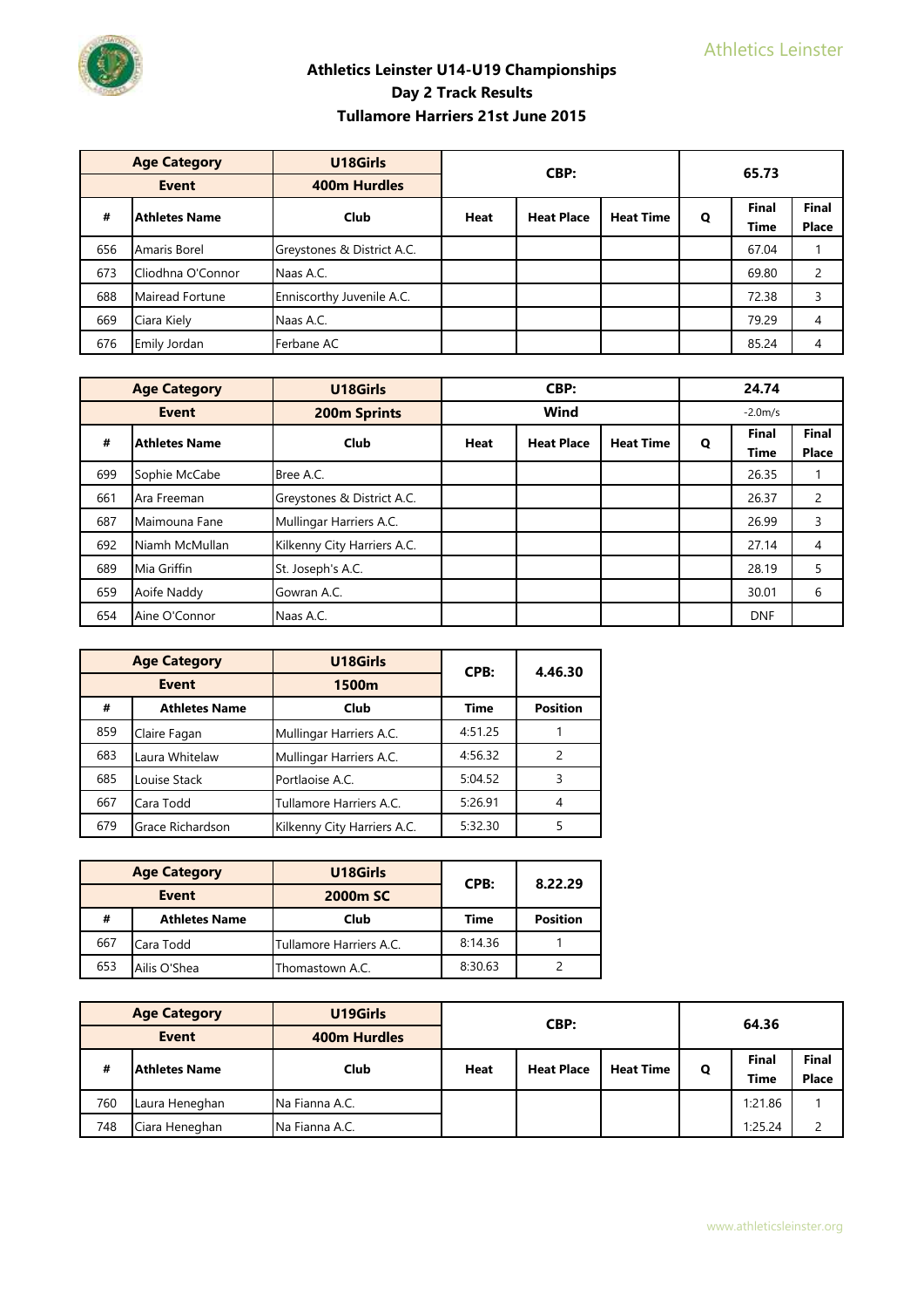# Athletics Leinster U14-U19 Championships
## Day 2 Track Results
## Tullamore Harriers 21st June 2015

| Age Category | U18Girls | CBP: | | | 65.73 | | |
|---|---|---|---|---|---|---|---|
| Event | 400m Hurdles | | | | | | |
| # | Athletes Name | Club | Heat | Heat Place | Heat Time | Q | Final Time | Final Place |
| 656 | Amaris Borel | Greystones & District A.C. | | | | | 67.04 | 1 |
| 673 | Cliodhna O'Connor | Naas A.C. | | | | | 69.80 | 2 |
| 688 | Mairead Fortune | Enniscorthy Juvenile A.C. | | | | | 72.38 | 3 |
| 669 | Ciara Kiely | Naas A.C. | | | | | 79.29 | 4 |
| 676 | Emily Jordan | Ferbane AC | | | | | 85.24 | 4 |

| Age Category | U18Girls | CBP: | | | 24.74 | | | |
|---|---|---|---|---|---|---|---|---|
| Event | 200m Sprints | Wind | | | -2.0m/s | | | |
| # | Athletes Name | Club | Heat | Heat Place | Heat Time | Q | Final Time | Final Place |
| 699 | Sophie McCabe | Bree A.C. | | | | | 26.35 | 1 |
| 661 | Ara Freeman | Greystones & District A.C. | | | | | 26.37 | 2 |
| 687 | Maimouna Fane | Mullingar Harriers A.C. | | | | | 26.99 | 3 |
| 692 | Niamh McMullan | Kilkenny City Harriers A.C. | | | | | 27.14 | 4 |
| 689 | Mia Griffin | St. Joseph's A.C. | | | | | 28.19 | 5 |
| 659 | Aoife Naddy | Gowran A.C. | | | | | 30.01 | 6 |
| 654 | Aine O'Connor | Naas A.C. | | | | | DNF | |

| Age Category | U18Girls | CPB: | 4.46.30 |
|---|---|---|---|
| Event | 1500m | | |
| # | Athletes Name | Club | Time | Position |
| 859 | Claire Fagan | Mullingar Harriers A.C. | 4:51.25 | 1 |
| 683 | Laura Whitelaw | Mullingar Harriers A.C. | 4:56.32 | 2 |
| 685 | Louise Stack | Portlaoise A.C. | 5:04.52 | 3 |
| 667 | Cara Todd | Tullamore Harriers A.C. | 5:26.91 | 4 |
| 679 | Grace Richardson | Kilkenny City Harriers A.C. | 5:32.30 | 5 |

| Age Category | U18Girls | CPB: | 8.22.29 |
|---|---|---|---|
| Event | 2000m SC | | |
| # | Athletes Name | Club | Time | Position |
| 667 | Cara Todd | Tullamore Harriers A.C. | 8:14.36 | 1 |
| 653 | Ailis O'Shea | Thomastown A.C. | 8:30.63 | 2 |

| Age Category | U19Girls | CBP: | | | 64.36 | | | |
|---|---|---|---|---|---|---|---|---|
| Event | 400m Hurdles | | | | | | | |
| # | Athletes Name | Club | Heat | Heat Place | Heat Time | Q | Final Time | Final Place |
| 760 | Laura Heneghan | Na Fianna A.C. | | | | | 1:21.86 | 1 |
| 748 | Ciara Heneghan | Na Fianna A.C. | | | | | 1:25.24 | 2 |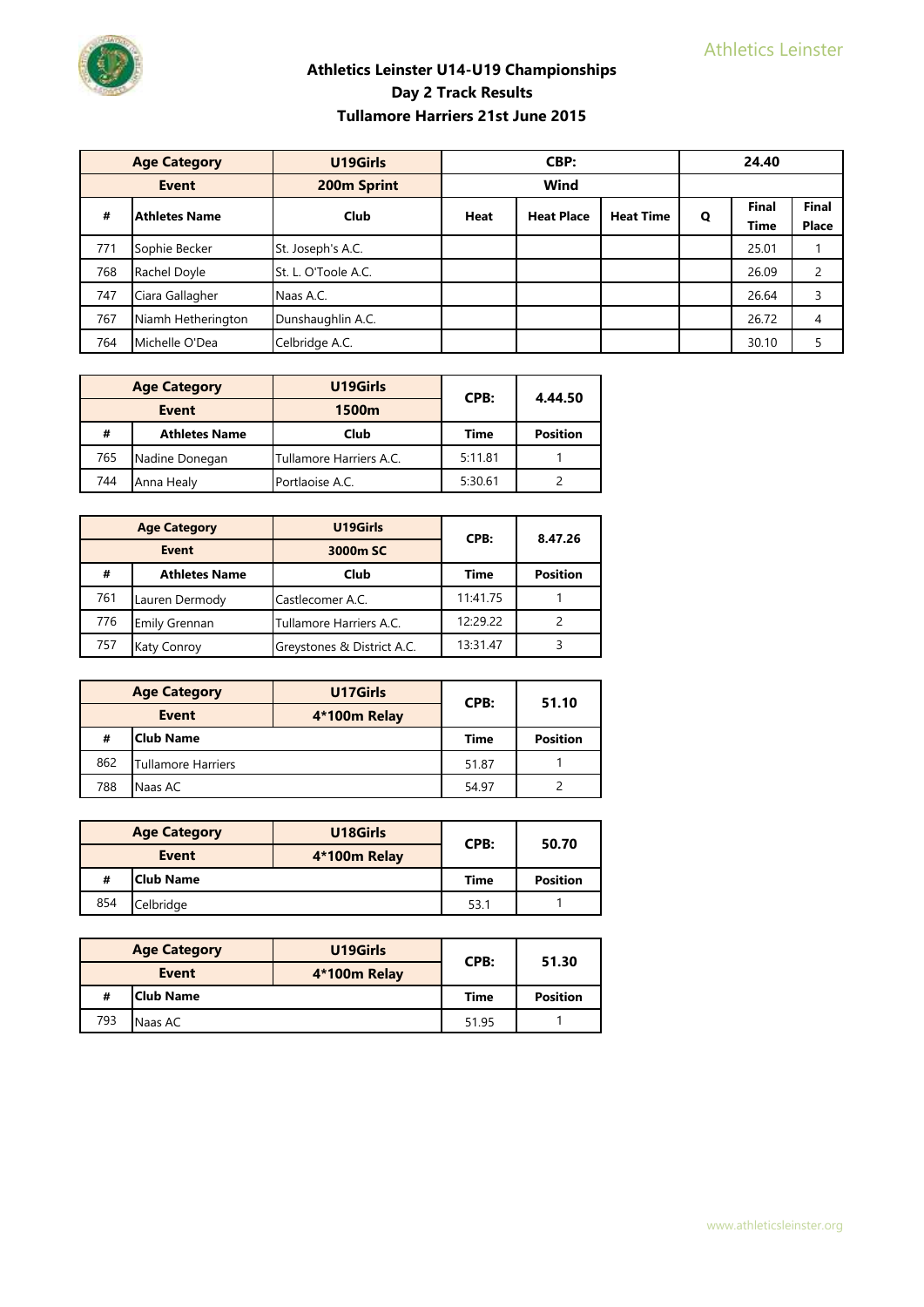## Athletics Leinster U14-U19 Championships
## Day 2 Track Results
## Tullamore Harriers 21st June 2015

| Age Category | U19Girls | CBP: | | | 24.40 | | |
|---|---|---|---|---|---|---|---|
| **Event** | **200m Sprint** | **Wind** | | | | | |
| **#** | **Athletes Name** | **Club** | **Heat** | **Heat Place** | **Heat Time** | **Q** | **Final Time** | **Final Place** |
| 771 | Sophie Becker | St. Joseph's A.C. | | | | | 25.01 | 1 |
| 768 | Rachel Doyle | St. L. O'Toole A.C. | | | | | 26.09 | 2 |
| 747 | Ciara Gallagher | Naas A.C. | | | | | 26.64 | 3 |
| 767 | Niamh Hetherington | Dunshaughlin A.C. | | | | | 26.72 | 4 |
| 764 | Michelle O'Dea | Celbridge A.C. | | | | | 30.10 | 5 |

| Age Category | U19Girls | CPB: | 4.44.50 |
|---|---|---|---|
| **Event** | **1500m** | | |
| **#** | **Athletes Name** | **Club** | **Time** | **Position** |
| 765 | Nadine Donegan | Tullamore Harriers A.C. | 5:11.81 | 1 |
| 744 | Anna Healy | Portlaoise A.C. | 5:30.61 | 2 |

| Age Category | U19Girls | CPB: | 8.47.26 |
|---|---|---|---|
| **Event** | **3000m SC** | | |
| **#** | **Athletes Name** | **Club** | **Time** | **Position** |
| 761 | Lauren Dermody | Castlecomer A.C. | 11:41.75 | 1 |
| 776 | Emily Grennan | Tullamore Harriers A.C. | 12:29.22 | 2 |
| 757 | Katy Conroy | Greystones & District A.C. | 13:31.47 | 3 |

| Age Category | U17Girls | CPB: | 51.10 |
|---|---|---|---|
| **Event** | **4*100m Relay** | | |
| **#** | **Club Name** | **Time** | **Position** |
| 862 | Tullamore Harriers | 51.87 | 1 |
| 788 | Naas AC | 54.97 | 2 |

| Age Category | U18Girls | CPB: | 50.70 |
|---|---|---|---|
| **Event** | **4*100m Relay** | | |
| **#** | **Club Name** | **Time** | **Position** |
| 854 | Celbridge | 53.1 | 1 |

| Age Category | U19Girls | CPB: | 51.30 |
|---|---|---|---|
| **Event** | **4*100m Relay** | | |
| **#** | **Club Name** | **Time** | **Position** |
| 793 | Naas AC | 51.95 | 1 |